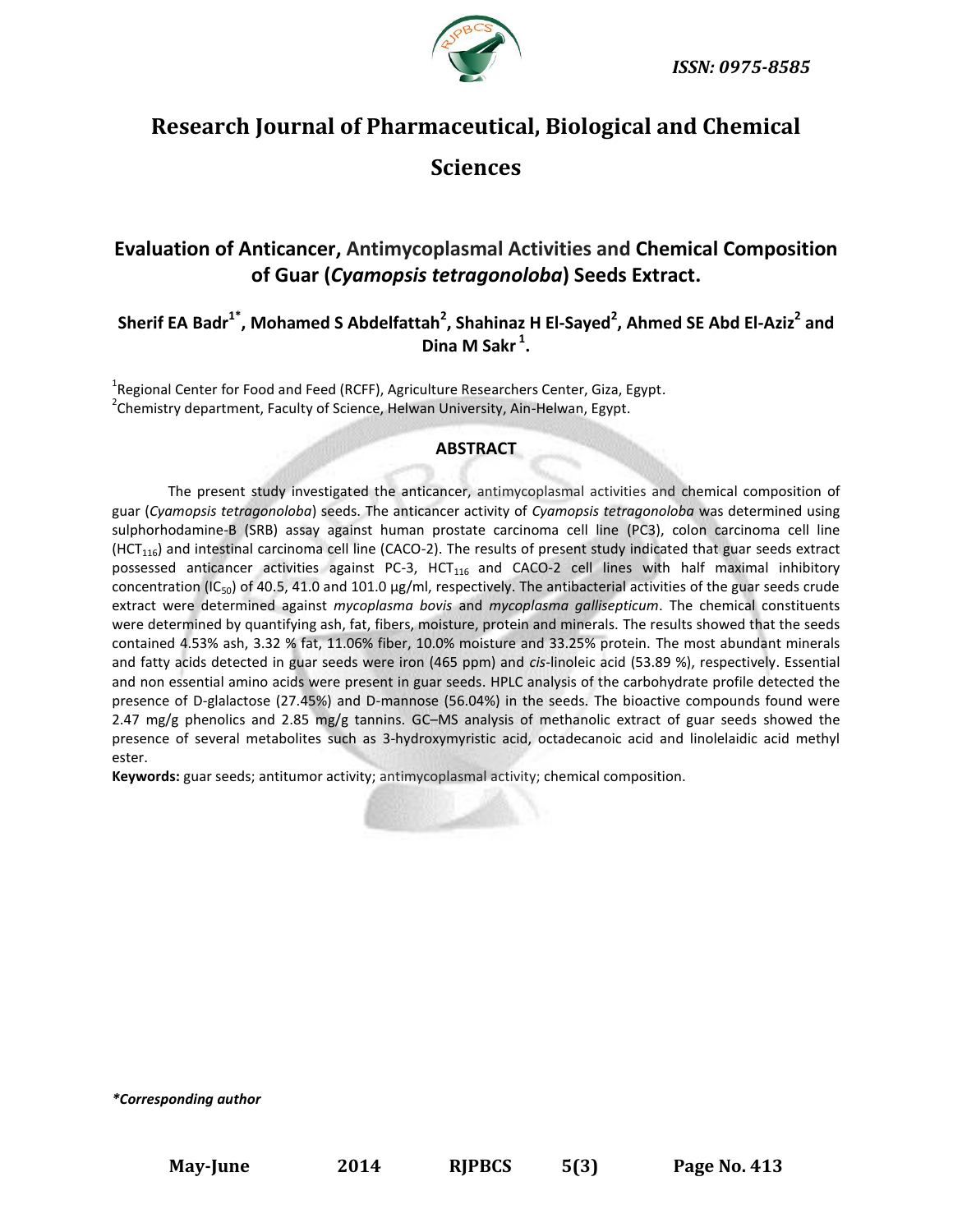ISSN: 0975-8585

# Research Journal of Pharmaceutical, Biological and Chemical Sciences

## Evaluation of Anticancer, Antimycoplasmal Activities and Chemical Composition of Guar (*Cyamopsis tetragonoloba*) Seeds Extract.

**Sherif EA Badr[1*], Mohamed S Abdelfattah[2], Shahinaz H El-Sayed[2], Ahmed SE Abd El-Aziz[2] and Dina M Sakr[1].**

[1]Regional Center for Food and Feed (RCFF), Agriculture Researchers Center, Giza, Egypt.
[2]Chemistry department, Faculty of Science, Helwan University, Ain-Helwan, Egypt.

### ABSTRACT

The present study investigated the anticancer, antimycoplasmal activities and chemical composition of guar (*Cyamopsis tetragonoloba*) seeds. The anticancer activity of *Cyamopsis tetragonoloba* was determined using sulphorhodamine-B (SRB) assay against human prostate carcinoma cell line (PC3), colon carcinoma cell line ($HCT_{116}$) and intestinal carcinoma cell line (CACO-2). The results of present study indicated that guar seeds extract possessed anticancer activities against PC-3, $HCT_{116}$ and CACO-2 cell lines with half maximal inhibitory concentration ($IC_{50}$) of 40.5, 41.0 and 101.0 µg/ml, respectively. The antibacterial activities of the guar seeds crude extract were determined against *mycoplasma bovis* and *mycoplasma gallisepticum*. The chemical constituents were determined by quantifying ash, fat, fibers, moisture, protein and minerals. The results showed that the seeds contained 4.53% ash, 3.32 % fat, 11.06% fiber, 10.0% moisture and 33.25% protein. The most abundant minerals and fatty acids detected in guar seeds were iron (465 ppm) and *cis*-linoleic acid (53.89 %), respectively. Essential and non essential amino acids were present in guar seeds. HPLC analysis of the carbohydrate profile detected the presence of D-glalactose (27.45%) and D-mannose (56.04%) in the seeds. The bioactive compounds found were 2.47 mg/g phenolics and 2.85 mg/g tannins. GC–MS analysis of methanolic extract of guar seeds showed the presence of several metabolites such as 3-hydroxymyristic acid, octadecanoic acid and linolelaidic acid methyl ester.

**Keywords:** guar seeds; antitumor activity; antimycoplasmal activity; chemical composition.

***Corresponding author**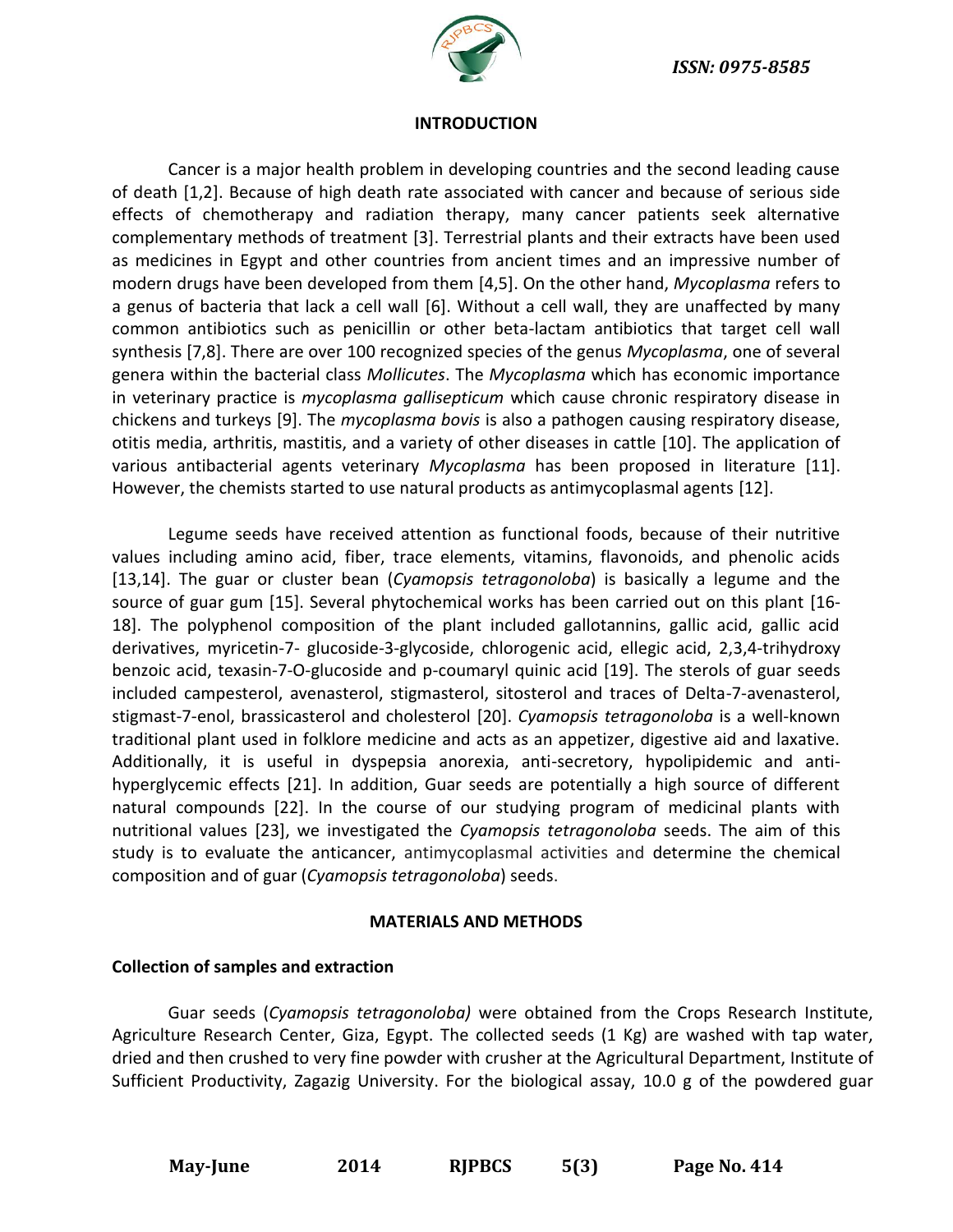## INTRODUCTION

Cancer is a major health problem in developing countries and the second leading cause of death [1,2]. Because of high death rate associated with cancer and because of serious side effects of chemotherapy and radiation therapy, many cancer patients seek alternative complementary methods of treatment [3]. Terrestrial plants and their extracts have been used as medicines in Egypt and other countries from ancient times and an impressive number of modern drugs have been developed from them [4,5]. On the other hand, *Mycoplasma* refers to a genus of bacteria that lack a cell wall [6]. Without a cell wall, they are unaffected by many common antibiotics such as penicillin or other beta-lactam antibiotics that target cell wall synthesis [7,8]. There are over 100 recognized species of the genus *Mycoplasma*, one of several genera within the bacterial class *Mollicutes*. The *Mycoplasma* which has economic importance in veterinary practice is *mycoplasma gallisepticum* which cause chronic respiratory disease in chickens and turkeys [9]. The *mycoplasma bovis* is also a pathogen causing respiratory disease, otitis media, arthritis, mastitis, and a variety of other diseases in cattle [10]. The application of various antibacterial agents veterinary *Mycoplasma* has been proposed in literature [11]. However, the chemists started to use natural products as antimycoplasmal agents [12].

Legume seeds have received attention as functional foods, because of their nutritive values including amino acid, fiber, trace elements, vitamins, flavonoids, and phenolic acids [13,14]. The guar or cluster bean (*Cyamopsis tetragonoloba*) is basically a legume and the source of guar gum [15]. Several phytochemical works has been carried out on this plant [16-18]. The polyphenol composition of the plant included gallotannins, gallic acid, gallic acid derivatives, myricetin-7- glucoside-3-glycoside, chlorogenic acid, ellegic acid, 2,3,4-trihydroxy benzoic acid, texasin-7-O-glucoside and p-coumaryl quinic acid [19]. The sterols of guar seeds included campesterol, avenasterol, stigmasterol, sitosterol and traces of Delta-7-avenasterol, stigmast-7-enol, brassicasterol and cholesterol [20]. *Cyamopsis tetragonoloba* is a well-known traditional plant used in folklore medicine and acts as an appetizer, digestive aid and laxative. Additionally, it is useful in dyspepsia anorexia, anti-secretory, hypolipidemic and anti-hyperglycemic effects [21]. In addition, Guar seeds are potentially a high source of different natural compounds [22]. In the course of our studying program of medicinal plants with nutritional values [23], we investigated the *Cyamopsis tetragonoloba* seeds. The aim of this study is to evaluate the anticancer, antimycoplasmal activities and determine the chemical composition and of guar (*Cyamopsis tetragonoloba*) seeds.

## MATERIALS AND METHODS

### Collection of samples and extraction

Guar seeds (*Cyamopsis tetragonoloba)* were obtained from the Crops Research Institute, Agriculture Research Center, Giza, Egypt. The collected seeds (1 Kg) are washed with tap water, dried and then crushed to very fine powder with crusher at the Agricultural Department, Institute of Sufficient Productivity, Zagazig University. For the biological assay, 10.0 g of the powdered guar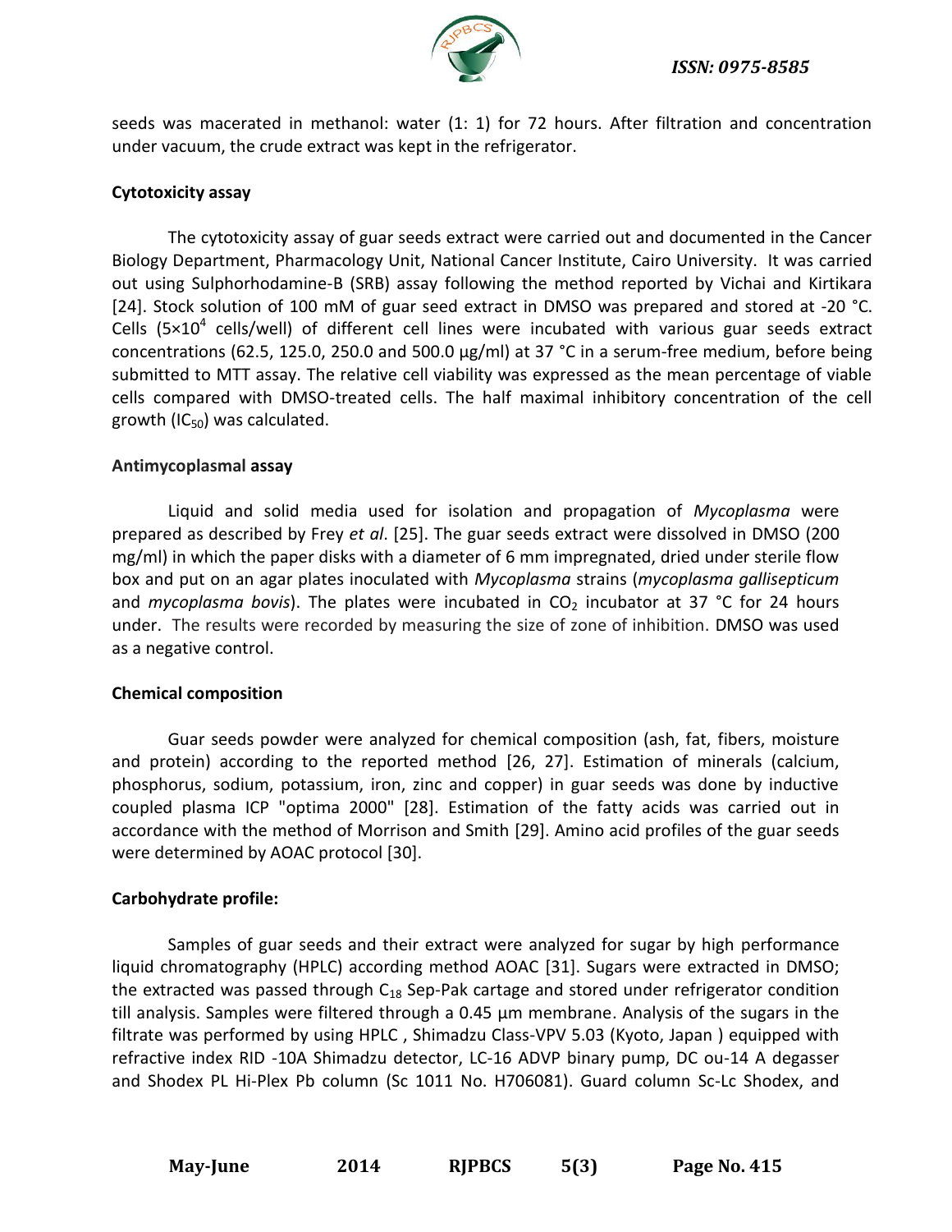seeds was macerated in methanol: water (1: 1) for 72 hours. After filtration and concentration under vacuum, the crude extract was kept in the refrigerator.

**Cytotoxicity assay**

The cytotoxicity assay of guar seeds extract were carried out and documented in the Cancer Biology Department, Pharmacology Unit, National Cancer Institute, Cairo University. It was carried out using Sulphorhodamine-B (SRB) assay following the method reported by Vichai and Kirtikara [24]. Stock solution of 100 mM of guar seed extract in DMSO was prepared and stored at -20 °C. Cells ($5 \times 10^4$ cells/well) of different cell lines were incubated with various guar seeds extract concentrations (62.5, 125.0, 250.0 and 500.0 µg/ml) at 37 °C in a serum-free medium, before being submitted to MTT assay. The relative cell viability was expressed as the mean percentage of viable cells compared with DMSO-treated cells. The half maximal inhibitory concentration of the cell growth ($IC_{50}$) was calculated.

**Antimycoplasmal assay**

Liquid and solid media used for isolation and propagation of *Mycoplasma* were prepared as described by Frey *et al*. [25]. The guar seeds extract were dissolved in DMSO (200 mg/ml) in which the paper disks with a diameter of 6 mm impregnated, dried under sterile flow box and put on an agar plates inoculated with *Mycoplasma* strains (*mycoplasma gallisepticum* and *mycoplasma bovis*). The plates were incubated in $CO_2$ incubator at 37 °C for 24 hours under. The results were recorded by measuring the size of zone of inhibition. DMSO was used as a negative control.

**Chemical composition**

Guar seeds powder were analyzed for chemical composition (ash, fat, fibers, moisture and protein) according to the reported method [26, 27]. Estimation of minerals (calcium, phosphorus, sodium, potassium, iron, zinc and copper) in guar seeds was done by inductive coupled plasma ICP "optima 2000" [28]. Estimation of the fatty acids was carried out in accordance with the method of Morrison and Smith [29]. Amino acid profiles of the guar seeds were determined by AOAC protocol [30].

**Carbohydrate profile:**

Samples of guar seeds and their extract were analyzed for sugar by high performance liquid chromatography (HPLC) according method AOAC [31]. Sugars were extracted in DMSO; the extracted was passed through $C_{18}$ Sep-Pak cartage and stored under refrigerator condition till analysis. Samples were filtered through a 0.45 µm membrane. Analysis of the sugars in the filtrate was performed by using HPLC , Shimadzu Class-VPV 5.03 (Kyoto, Japan ) equipped with refractive index RID -10A Shimadzu detector, LC-16 ADVP binary pump, DC ou-14 A degasser and Shodex PL Hi-Plex Pb column (Sc 1011 No. H706081). Guard column Sc-Lc Shodex, and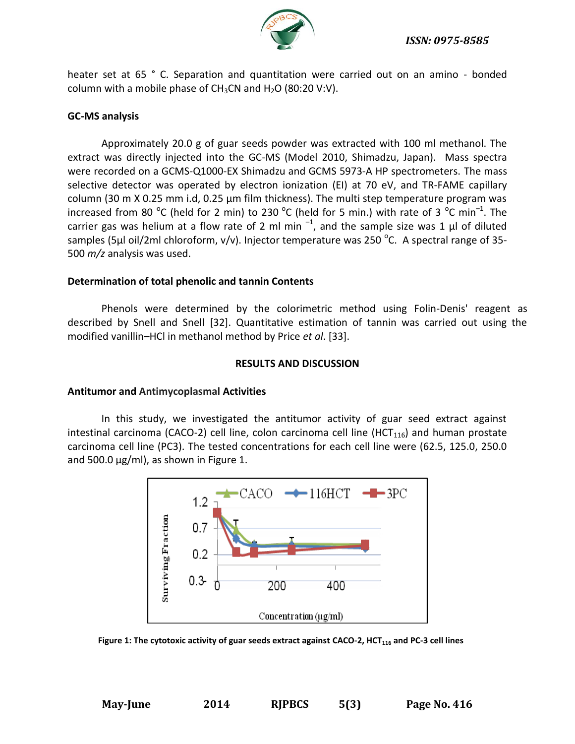heater set at 65 ° C. Separation and quantitation were carried out on an amino - bonded column with a mobile phase of $CH_3CN$ and $H_2O$ (80:20 V:V).

### GC-MS analysis

Approximately 20.0 g of guar seeds powder was extracted with 100 ml methanol. The extract was directly injected into the GC-MS (Model 2010, Shimadzu, Japan). Mass spectra were recorded on a GCMS-Q1000-EX Shimadzu and GCMS 5973-A HP spectrometers. The mass selective detector was operated by electron ionization (EI) at 70 eV, and TR-FAME capillary column (30 m X 0.25 mm i.d, 0.25 µm film thickness). The multi step temperature program was increased from 80 °C (held for 2 min) to 230 °C (held for 5 min.) with rate of 3 °C $min^{-1}$. The carrier gas was helium at a flow rate of 2 ml $min^{-1}$, and the sample size was 1 µl of diluted samples (5µl oil/2ml chloroform, v/v). Injector temperature was 250 °C. A spectral range of 35-500 *m/z* analysis was used.

### Determination of total phenolic and tannin Contents

Phenols were determined by the colorimetric method using Folin-Denis' reagent as described by Snell and Snell [32]. Quantitative estimation of tannin was carried out using the modified vanillin–HCl in methanol method by Price *et al*. [33].

## RESULTS AND DISCUSSION

### Antitumor and Antimycoplasmal Activities

In this study, we investigated the antitumor activity of guar seed extract against intestinal carcinoma (CACO-2) cell line, colon carcinoma cell line ($HCT_{116}$) and human prostate carcinoma cell line (PC3). The tested concentrations for each cell line were (62.5, 125.0, 250.0 and 500.0 µg/ml), as shown in Figure 1.

**Figure 1: The cytotoxic activity of guar seeds extract against CACO-2, $HCT_{116}$ and PC-3 cell lines**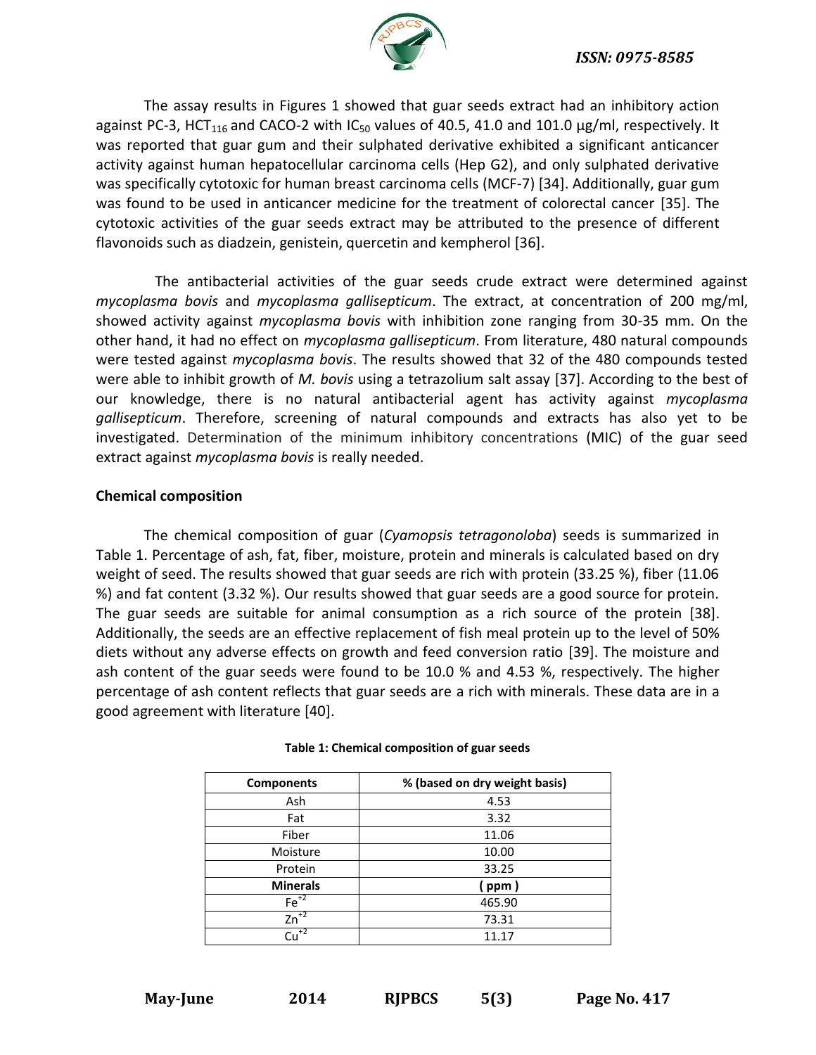The assay results in Figures 1 showed that guar seeds extract had an inhibitory action against PC-3, $HCT_{116}$ and CACO-2 with $IC_{50}$ values of 40.5, 41.0 and 101.0 µg/ml, respectively. It was reported that guar gum and their sulphated derivative exhibited a significant anticancer activity against human hepatocellular carcinoma cells (Hep G2), and only sulphated derivative was specifically cytotoxic for human breast carcinoma cells (MCF-7) [34]. Additionally, guar gum was found to be used in anticancer medicine for the treatment of colorectal cancer [35]. The cytotoxic activities of the guar seeds extract may be attributed to the presence of different flavonoids such as diadzein, genistein, quercetin and kempherol [36].

The antibacterial activities of the guar seeds crude extract were determined against *mycoplasma bovis* and *mycoplasma gallisepticum*. The extract, at concentration of 200 mg/ml, showed activity against *mycoplasma bovis* with inhibition zone ranging from 30-35 mm. On the other hand, it had no effect on *mycoplasma gallisepticum*. From literature, 480 natural compounds were tested against *mycoplasma bovis*. The results showed that 32 of the 480 compounds tested were able to inhibit growth of *M. bovis* using a tetrazolium salt assay [37]. According to the best of our knowledge, there is no natural antibacterial agent has activity against *mycoplasma gallisepticum*. Therefore, screening of natural compounds and extracts has also yet to be investigated. Determination of the minimum inhibitory concentrations (MIC) of the guar seed extract against *mycoplasma bovis* is really needed.

**Chemical composition**

The chemical composition of guar (*Cyamopsis tetragonoloba*) seeds is summarized in Table 1. Percentage of ash, fat, fiber, moisture, protein and minerals is calculated based on dry weight of seed. The results showed that guar seeds are rich with protein (33.25 %), fiber (11.06 %) and fat content (3.32 %). Our results showed that guar seeds are a good source for protein. The guar seeds are suitable for animal consumption as a rich source of the protein [38]. Additionally, the seeds are an effective replacement of fish meal protein up to the level of 50% diets without any adverse effects on growth and feed conversion ratio [39]. The moisture and ash content of the guar seeds were found to be 10.0 % and 4.53 %, respectively. The higher percentage of ash content reflects that guar seeds are a rich with minerals. These data are in a good agreement with literature [40].

**Table 1: Chemical composition of guar seeds**

| Components | % (based on dry weight basis) |
|---|---|
| Ash | 4.53 |
| Fat | 3.32 |
| Fiber | 11.06 |
| Moisture | 10.00 |
| Protein | 33.25 |
| **Minerals** | **( ppm )** |
| $Fe^{+2}$ | 465.90 |
| $Zn^{+2}$ | 73.31 |
| $Cu^{+2}$ | 11.17 |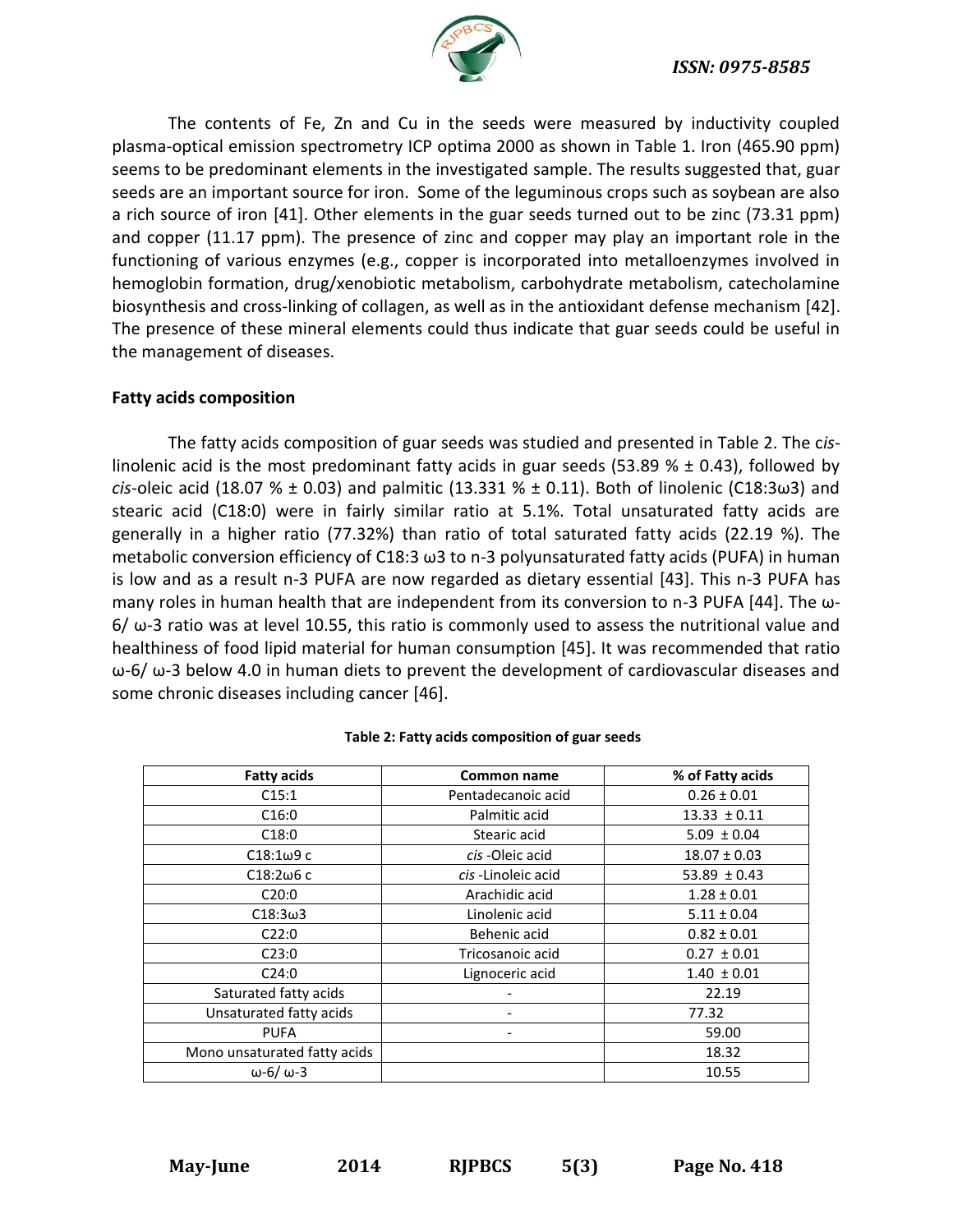The contents of Fe, Zn and Cu in the seeds were measured by inductivity coupled plasma-optical emission spectrometry ICP optima 2000 as shown in Table 1. Iron (465.90 ppm) seems to be predominant elements in the investigated sample. The results suggested that, guar seeds are an important source for iron. Some of the leguminous crops such as soybean are also a rich source of iron [41]. Other elements in the guar seeds turned out to be zinc (73.31 ppm) and copper (11.17 ppm). The presence of zinc and copper may play an important role in the functioning of various enzymes (e.g., copper is incorporated into metalloenzymes involved in hemoglobin formation, drug/xenobiotic metabolism, carbohydrate metabolism, catecholamine biosynthesis and cross-linking of collagen, as well as in the antioxidant defense mechanism [42]. The presence of these mineral elements could thus indicate that guar seeds could be useful in the management of diseases.

**Fatty acids composition**

The fatty acids composition of guar seeds was studied and presented in Table 2. The *cis*-linolenic acid is the most predominant fatty acids in guar seeds (53.89 % ± 0.43), followed by *cis*-oleic acid (18.07 % ± 0.03) and palmitic (13.331 % ± 0.11). Both of linolenic (C18:3ω3) and stearic acid (C18:0) were in fairly similar ratio at 5.1%. Total unsaturated fatty acids are generally in a higher ratio (77.32%) than ratio of total saturated fatty acids (22.19 %). The metabolic conversion efficiency of C18:3 ω3 to n-3 polyunsaturated fatty acids (PUFA) in human is low and as a result n-3 PUFA are now regarded as dietary essential [43]. This n-3 PUFA has many roles in human health that are independent from its conversion to n-3 PUFA [44]. The ω-6/ ω-3 ratio was at level 10.55, this ratio is commonly used to assess the nutritional value and healthiness of food lipid material for human consumption [45]. It was recommended that ratio ω-6/ ω-3 below 4.0 in human diets to prevent the development of cardiovascular diseases and some chronic diseases including cancer [46].

**Table 2: Fatty acids composition of guar seeds**

| Fatty acids | Common name | % of Fatty acids |
|---|---|---|
| C15:1 | Pentadecanoic acid | 0.26 ± 0.01 |
| C16:0 | Palmitic acid | 13.33 ± 0.11 |
| C18:0 | Stearic acid | 5.09 ± 0.04 |
| C18:1ω9 c | *cis* -Oleic acid | 18.07 ± 0.03 |
| C18:2ω6 c | *cis* -Linoleic acid | 53.89 ± 0.43 |
| C20:0 | Arachidic acid | 1.28 ± 0.01 |
| C18:3ω3 | Linolenic acid | 5.11 ± 0.04 |
| C22:0 | Behenic acid | 0.82 ± 0.01 |
| C23:0 | Tricosanoic acid | 0.27 ± 0.01 |
| C24:0 | Lignoceric acid | 1.40 ± 0.01 |
| Saturated fatty acids | - | 22.19 |
| Unsaturated fatty acids | - | 77.32 |
| PUFA | - | 59.00 |
| Mono unsaturated fatty acids | | 18.32 |
| ω-6/ ω-3 | | 10.55 |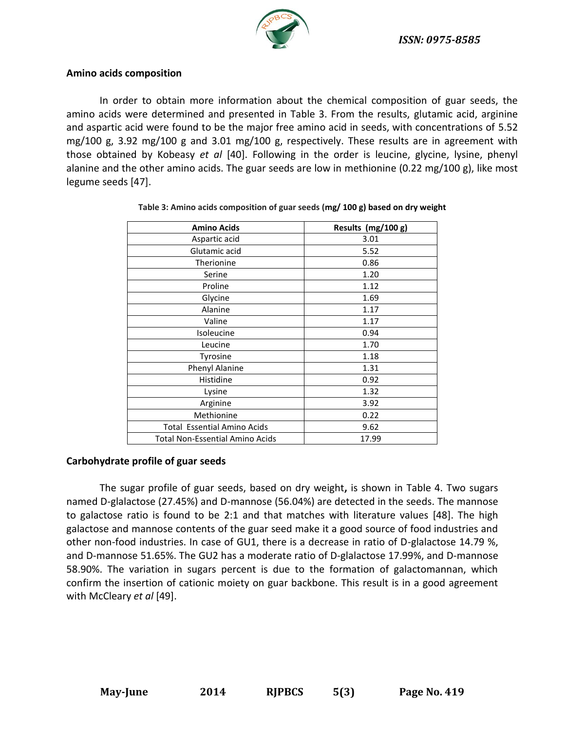## Amino acids composition

In order to obtain more information about the chemical composition of guar seeds, the amino acids were determined and presented in Table 3. From the results, glutamic acid, arginine and aspartic acid were found to be the major free amino acid in seeds, with concentrations of 5.52 mg/100 g, 3.92 mg/100 g and 3.01 mg/100 g, respectively. These results are in agreement with those obtained by Kobeasy *et al* [40]. Following in the order is leucine, glycine, lysine, phenyl alanine and the other amino acids. The guar seeds are low in methionine (0.22 mg/100 g), like most legume seeds [47].

**Table 3: Amino acids composition of guar seeds (mg/ 100 g) based on dry weight**

| Amino Acids | Results (mg/100 g) |
|---|---|
| Aspartic acid | 3.01 |
| Glutamic acid | 5.52 |
| Therionine | 0.86 |
| Serine | 1.20 |
| Proline | 1.12 |
| Glycine | 1.69 |
| Alanine | 1.17 |
| Valine | 1.17 |
| Isoleucine | 0.94 |
| Leucine | 1.70 |
| Tyrosine | 1.18 |
| Phenyl Alanine | 1.31 |
| Histidine | 0.92 |
| Lysine | 1.32 |
| Arginine | 3.92 |
| Methionine | 0.22 |
| Total Essential Amino Acids | 9.62 |
| Total Non-Essential Amino Acids | 17.99 |

## Carbohydrate profile of guar seeds

The sugar profile of guar seeds, based on dry weight**,** is shown in Table 4. Two sugars named D-glalactose (27.45%) and D-mannose (56.04%) are detected in the seeds. The mannose to galactose ratio is found to be 2:1 and that matches with literature values [48]. The high galactose and mannose contents of the guar seed make it a good source of food industries and other non-food industries. In case of GU1, there is a decrease in ratio of D-glalactose 14.79 %, and D-mannose 51.65%. The GU2 has a moderate ratio of D-glalactose 17.99%, and D-mannose 58.90%. The variation in sugars percent is due to the formation of galactomannan, which confirm the insertion of cationic moiety on guar backbone. This result is in a good agreement with McCleary *et al* [49].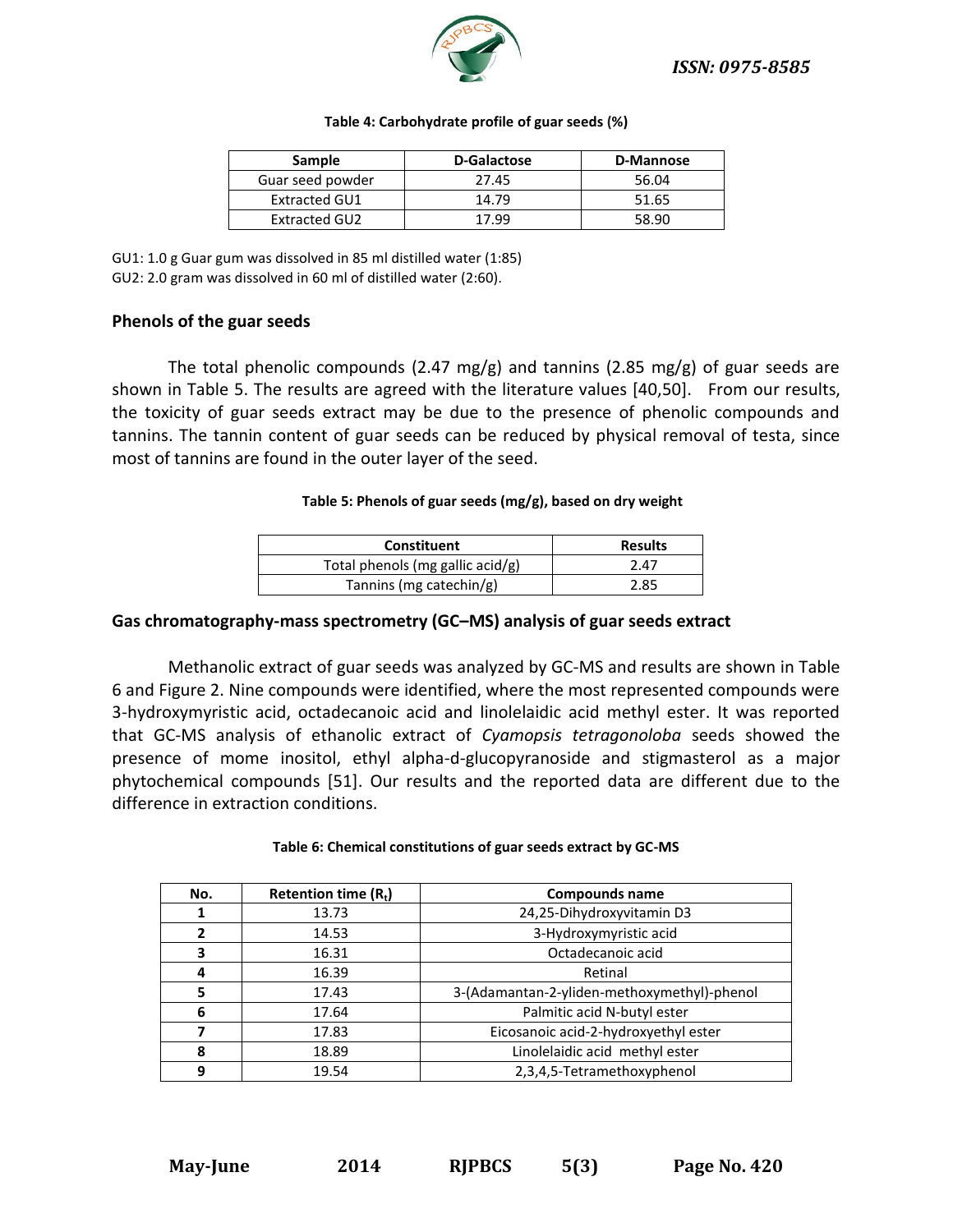**Table 4: Carbohydrate profile of guar seeds (%)**

| Sample | D-Galactose | D-Mannose |
|---|---|---|
| Guar seed powder | 27.45 | 56.04 |
| Extracted GU1 | 14.79 | 51.65 |
| Extracted GU2 | 17.99 | 58.90 |

GU1: 1.0 g Guar gum was dissolved in 85 ml distilled water (1:85)
GU2: 2.0 gram was dissolved in 60 ml of distilled water (2:60).

### Phenols of the guar seeds

The total phenolic compounds (2.47 mg/g) and tannins (2.85 mg/g) of guar seeds are shown in Table 5. The results are agreed with the literature values [40,50]. From our results, the toxicity of guar seeds extract may be due to the presence of phenolic compounds and tannins. The tannin content of guar seeds can be reduced by physical removal of testa, since most of tannins are found in the outer layer of the seed.

**Table 5: Phenols of guar seeds (mg/g), based on dry weight**

| Constituent | Results |
|---|---|
| Total phenols (mg gallic acid/g) | 2.47 |
| Tannins (mg catechin/g) | 2.85 |

### Gas chromatography-mass spectrometry (GC–MS) analysis of guar seeds extract

Methanolic extract of guar seeds was analyzed by GC-MS and results are shown in Table 6 and Figure 2. Nine compounds were identified, where the most represented compounds were 3-hydroxymyristic acid, octadecanoic acid and linolelaidic acid methyl ester. It was reported that GC-MS analysis of ethanolic extract of *Cyamopsis tetragonoloba* seeds showed the presence of mome inositol, ethyl alpha-d-glucopyranoside and stigmasterol as a major phytochemical compounds [51]. Our results and the reported data are different due to the difference in extraction conditions.

**Table 6: Chemical constitutions of guar seeds extract by GC-MS**

| No. | Retention time ($R_t$) | Compounds name |
|---|---|---|
| **1** | 13.73 | 24,25-Dihydroxyvitamin D3 |
| **2** | 14.53 | 3-Hydroxymyristic acid |
| **3** | 16.31 | Octadecanoic acid |
| **4** | 16.39 | Retinal |
| **5** | 17.43 | 3-(Adamantan-2-yliden-methoxymethyl)-phenol |
| **6** | 17.64 | Palmitic acid N-butyl ester |
| **7** | 17.83 | Eicosanoic acid-2-hydroxyethyl ester |
| **8** | 18.89 | Linolelaidic acid methyl ester |
| **9** | 19.54 | 2,3,4,5-Tetramethoxyphenol |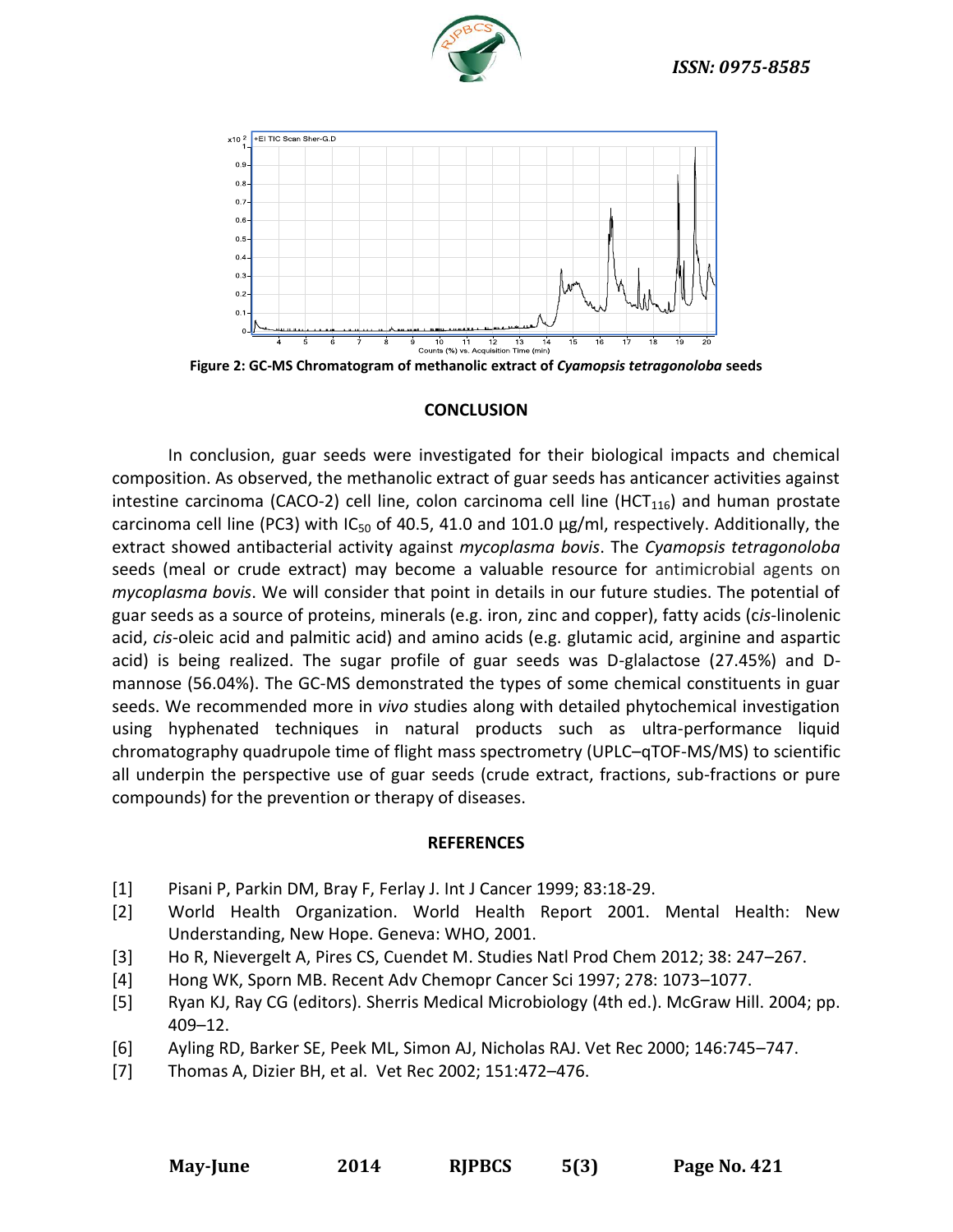Figure 2: GC-MS Chromatogram of methanolic extract of *Cyamopsis tetragonoloba* seeds

## CONCLUSION

In conclusion, guar seeds were investigated for their biological impacts and chemical composition. As observed, the methanolic extract of guar seeds has anticancer activities against intestine carcinoma (CACO-2) cell line, colon carcinoma cell line ($HCT_{116}$) and human prostate carcinoma cell line (PC3) with $IC_{50}$ of 40.5, 41.0 and 101.0 µg/ml, respectively. Additionally, the extract showed antibacterial activity against *mycoplasma bovis*. The *Cyamopsis tetragonoloba* seeds (meal or crude extract) may become a valuable resource for antimicrobial agents on *mycoplasma bovis*. We will consider that point in details in our future studies. The potential of guar seeds as a source of proteins, minerals (e.g. iron, zinc and copper), fatty acids (c*is*-linolenic acid, *cis*-oleic acid and palmitic acid) and amino acids (e.g. glutamic acid, arginine and aspartic acid) is being realized. The sugar profile of guar seeds was D-glalactose (27.45%) and D-mannose (56.04%). The GC-MS demonstrated the types of some chemical constituents in guar seeds. We recommended more in *vivo* studies along with detailed phytochemical investigation using hyphenated techniques in natural products such as ultra-performance liquid chromatography quadrupole time of flight mass spectrometry (UPLC–qTOF-MS/MS) to scientific all underpin the perspective use of guar seeds (crude extract, fractions, sub-fractions or pure compounds) for the prevention or therapy of diseases.

## REFERENCES

[1] Pisani P, Parkin DM, Bray F, Ferlay J. Int J Cancer 1999; 83:18-29.

[2] World Health Organization. World Health Report 2001. Mental Health: New Understanding, New Hope. Geneva: WHO, 2001.

[3] Ho R, Nievergelt A, Pires CS, Cuendet M. Studies Natl Prod Chem 2012; 38: 247–267.

[4] Hong WK, Sporn MB. Recent Adv Chemopr Cancer Sci 1997; 278: 1073–1077.

[5] Ryan KJ, Ray CG (editors). Sherris Medical Microbiology (4th ed.). McGraw Hill. 2004; pp. 409–12.

[6] Ayling RD, Barker SE, Peek ML, Simon AJ, Nicholas RAJ. Vet Rec 2000; 146:745–747.

[7] Thomas A, Dizier BH, et al. Vet Rec 2002; 151:472–476.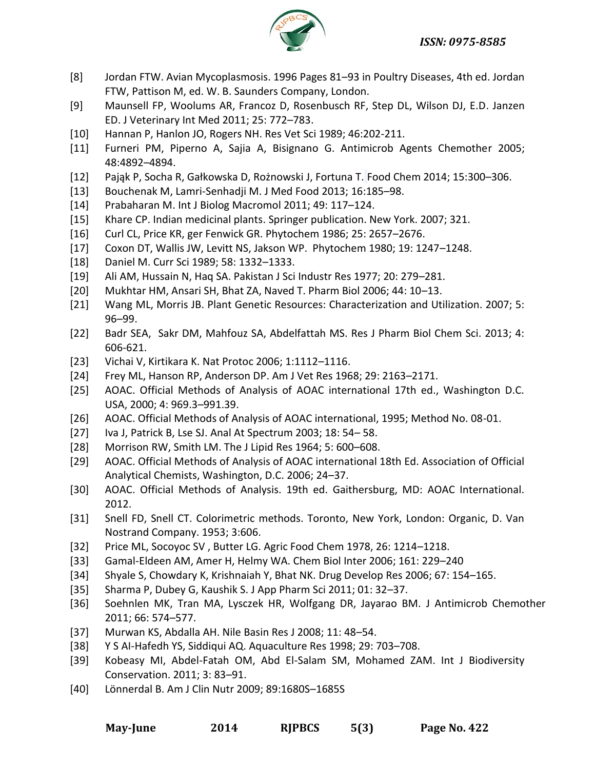[8] Jordan FTW. Avian Mycoplasmosis. 1996 Pages 81–93 in Poultry Diseases, 4th ed. Jordan FTW, Pattison M, ed. W. B. Saunders Company, London.

[9] Maunsell FP, Woolums AR, Francoz D, Rosenbusch RF, Step DL, Wilson DJ, E.D. Janzen ED. J Veterinary Int Med 2011; 25: 772–783.

[10] Hannan P, Hanlon JO, Rogers NH. Res Vet Sci 1989; 46:202-211.

[11] Furneri PM, Piperno A, Sajia A, Bisignano G. Antimicrob Agents Chemother 2005; 48:4892–4894.

[12] Pająk P, Socha R, Gałkowska D, Rożnowski J, Fortuna T. Food Chem 2014; 15:300–306.

[13] Bouchenak M, Lamri-Senhadji M. J Med Food 2013; 16:185–98.

[14] Prabaharan M. Int J Biolog Macromol 2011; 49: 117–124.

[15] Khare CP. Indian medicinal plants. Springer publication. New York. 2007; 321.

[16] Curl CL, Price KR, ger Fenwick GR. Phytochem 1986; 25: 2657–2676.

[17] Coxon DT, Wallis JW, Levitt NS, Jakson WP. Phytochem 1980; 19: 1247–1248.

[18] Daniel M. Curr Sci 1989; 58: 1332–1333.

[19] Ali AM, Hussain N, Haq SA. Pakistan J Sci Industr Res 1977; 20: 279–281.

[20] Mukhtar HM, Ansari SH, Bhat ZA, Naved T. Pharm Biol 2006; 44: 10–13.

[21] Wang ML, Morris JB. Plant Genetic Resources: Characterization and Utilization. 2007; 5: 96–99.

[22] Badr SEA, Sakr DM, Mahfouz SA, Abdelfattah MS. Res J Pharm Biol Chem Sci. 2013; 4: 606-621.

[23] Vichai V, Kirtikara K. Nat Protoc 2006; 1:1112–1116.

[24] Frey ML, Hanson RP, Anderson DP. Am J Vet Res 1968; 29: 2163–2171.

[25] AOAC. Official Methods of Analysis of AOAC international 17th ed., Washington D.C. USA, 2000; 4: 969.3–991.39.

[26] AOAC. Official Methods of Analysis of AOAC international, 1995; Method No. 08-01.

[27] Iva J, Patrick B, Lse SJ. Anal At Spectrum 2003; 18: 54– 58.

[28] Morrison RW, Smith LM. The J Lipid Res 1964; 5: 600–608.

[29] AOAC. Official Methods of Analysis of AOAC international 18th Ed. Association of Official Analytical Chemists, Washington, D.C. 2006; 24–37.

[30] AOAC. Official Methods of Analysis. 19th ed. Gaithersburg, MD: AOAC International. 2012.

[31] Snell FD, Snell CT. Colorimetric methods. Toronto, New York, London: Organic, D. Van Nostrand Company. 1953; 3:606.

[32] Price ML, Socoyoc SV , Butter LG. Agric Food Chem 1978, 26: 1214–1218.

[33] Gamal-Eldeen AM, Amer H, Helmy WA. Chem Biol Inter 2006; 161: 229–240

[34] Shyale S, Chowdary K, Krishnaiah Y, Bhat NK. Drug Develop Res 2006; 67: 154–165.

[35] Sharma P, Dubey G, Kaushik S. J App Pharm Sci 2011; 01: 32–37.

[36] Soehnlen MK, Tran MA, Lysczek HR, Wolfgang DR, Jayarao BM. J Antimicrob Chemother 2011; 66: 574–577.

[37] Murwan KS, Abdalla AH. Nile Basin Res J 2008; 11: 48–54.

[38] Y S AI-Hafedh YS, Siddiqui AQ. Aquaculture Res 1998; 29: 703–708.

[39] Kobeasy MI, Abdel-Fatah OM, Abd El-Salam SM, Mohamed ZAM. Int J Biodiversity Conservation. 2011; 3: 83–91.

[40] Lönnerdal B. Am J Clin Nutr 2009; 89:1680S–1685S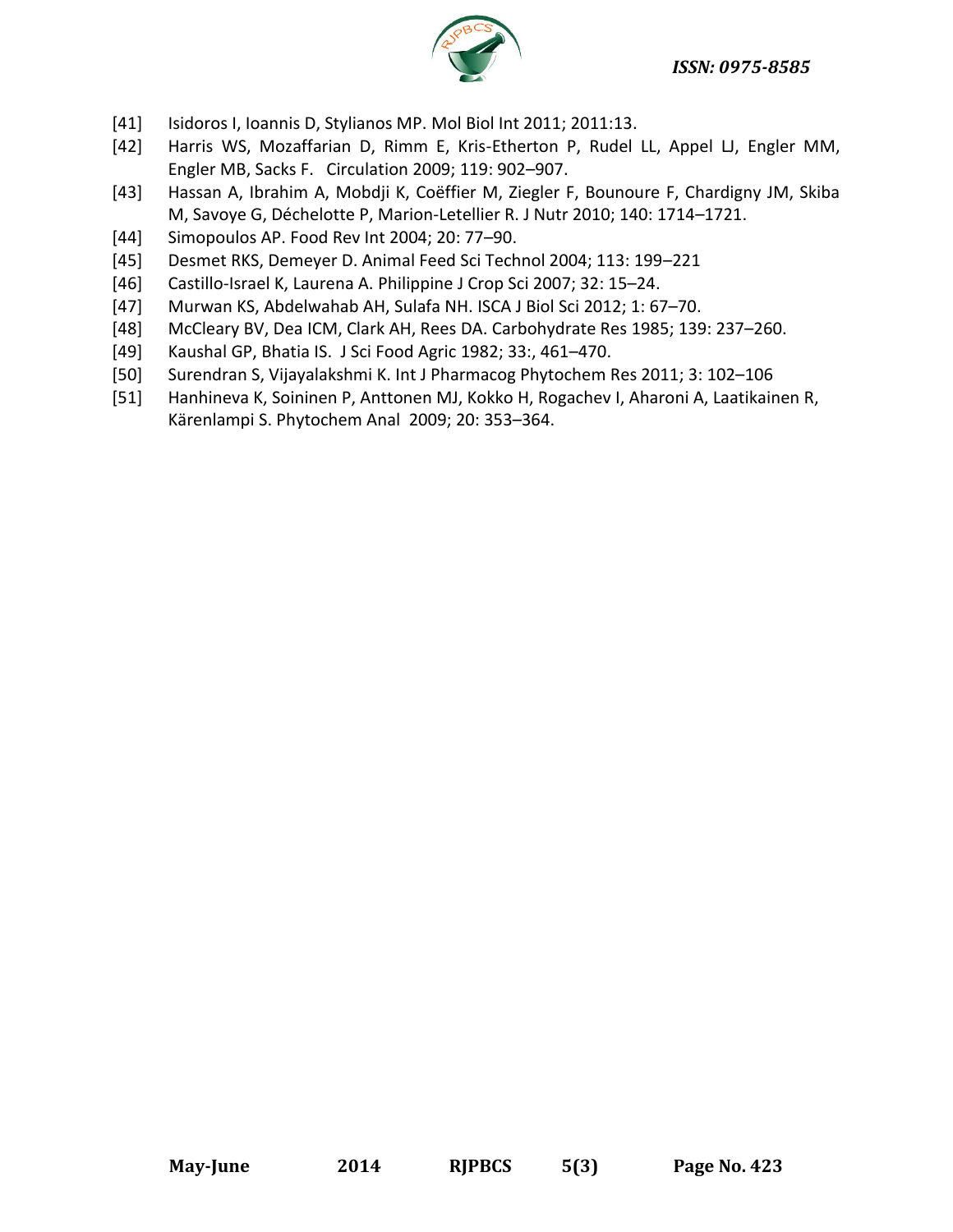[41] Isidoros I, Ioannis D, Stylianos MP. Mol Biol Int 2011; 2011:13.

[42] Harris WS, Mozaffarian D, Rimm E, Kris-Etherton P, Rudel LL, Appel LJ, Engler MM, Engler MB, Sacks F. Circulation 2009; 119: 902–907.

[43] Hassan A, Ibrahim A, Mobdji K, Coëffier M, Ziegler F, Bounoure F, Chardigny JM, Skiba M, Savoye G, Déchelotte P, Marion-Letellier R. J Nutr 2010; 140: 1714–1721.

[44] Simopoulos AP. Food Rev Int 2004; 20: 77–90.

[45] Desmet RKS, Demeyer D. Animal Feed Sci Technol 2004; 113: 199–221

[46] Castillo-Israel K, Laurena A. Philippine J Crop Sci 2007; 32: 15–24.

[47] Murwan KS, Abdelwahab AH, Sulafa NH. ISCA J Biol Sci 2012; 1: 67–70.

[48] McCleary BV, Dea ICM, Clark AH, Rees DA. Carbohydrate Res 1985; 139: 237–260.

[49] Kaushal GP, Bhatia IS. J Sci Food Agric 1982; 33:, 461–470.

[50] Surendran S, Vijayalakshmi K. Int J Pharmacog Phytochem Res 2011; 3: 102–106

[51] Hanhineva K, Soininen P, Anttonen MJ, Kokko H, Rogachev I, Aharoni A, Laatikainen R, Kärenlampi S. Phytochem Anal 2009; 20: 353–364.